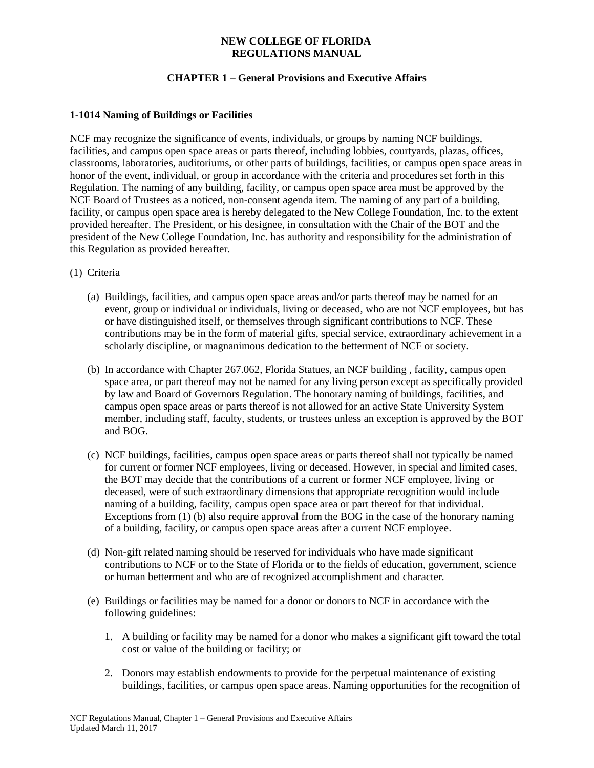**NEW COLLEGE OF FLORIDA**
**REGULATIONS MANUAL**

**CHAPTER 1 – General Provisions and Executive Affairs**

**1-1014 Naming of Buildings or Facilities**

NCF may recognize the significance of events, individuals, or groups by naming NCF buildings, facilities, and campus open space areas or parts thereof, including lobbies, courtyards, plazas, offices, classrooms, laboratories, auditoriums, or other parts of buildings, facilities, or campus open space areas in honor of the event, individual, or group in accordance with the criteria and procedures set forth in this Regulation. The naming of any building, facility, or campus open space area must be approved by the NCF Board of Trustees as a noticed, non-consent agenda item. The naming of any part of a building, facility, or campus open space area is hereby delegated to the New College Foundation, Inc. to the extent provided hereafter. The President, or his designee, in consultation with the Chair of the BOT and the president of the New College Foundation, Inc. has authority and responsibility for the administration of this Regulation as provided hereafter.

(1) Criteria

(a) Buildings, facilities, and campus open space areas and/or parts thereof may be named for an event, group or individual or individuals, living or deceased, who are not NCF employees, but has or have distinguished itself, or themselves through significant contributions to NCF. These contributions may be in the form of material gifts, special service, extraordinary achievement in a scholarly discipline, or magnanimous dedication to the betterment of NCF or society.

(b) In accordance with Chapter 267.062, Florida Statues, an NCF building , facility, campus open space area, or part thereof may not be named for any living person except as specifically provided by law and Board of Governors Regulation. The honorary naming of buildings, facilities, and campus open space areas or parts thereof is not allowed for an active State University System member, including staff, faculty, students, or trustees unless an exception is approved by the BOT and BOG.

(c) NCF buildings, facilities, campus open space areas or parts thereof shall not typically be named for current or former NCF employees, living or deceased. However, in special and limited cases, the BOT may decide that the contributions of a current or former NCF employee, living or deceased, were of such extraordinary dimensions that appropriate recognition would include naming of a building, facility, campus open space area or part thereof for that individual. Exceptions from (1) (b) also require approval from the BOG in the case of the honorary naming of a building, facility, or campus open space areas after a current NCF employee.

(d) Non-gift related naming should be reserved for individuals who have made significant contributions to NCF or to the State of Florida or to the fields of education, government, science or human betterment and who are of recognized accomplishment and character.

(e) Buildings or facilities may be named for a donor or donors to NCF in accordance with the following guidelines:

1. A building or facility may be named for a donor who makes a significant gift toward the total cost or value of the building or facility; or

2. Donors may establish endowments to provide for the perpetual maintenance of existing buildings, facilities, or campus open space areas. Naming opportunities for the recognition of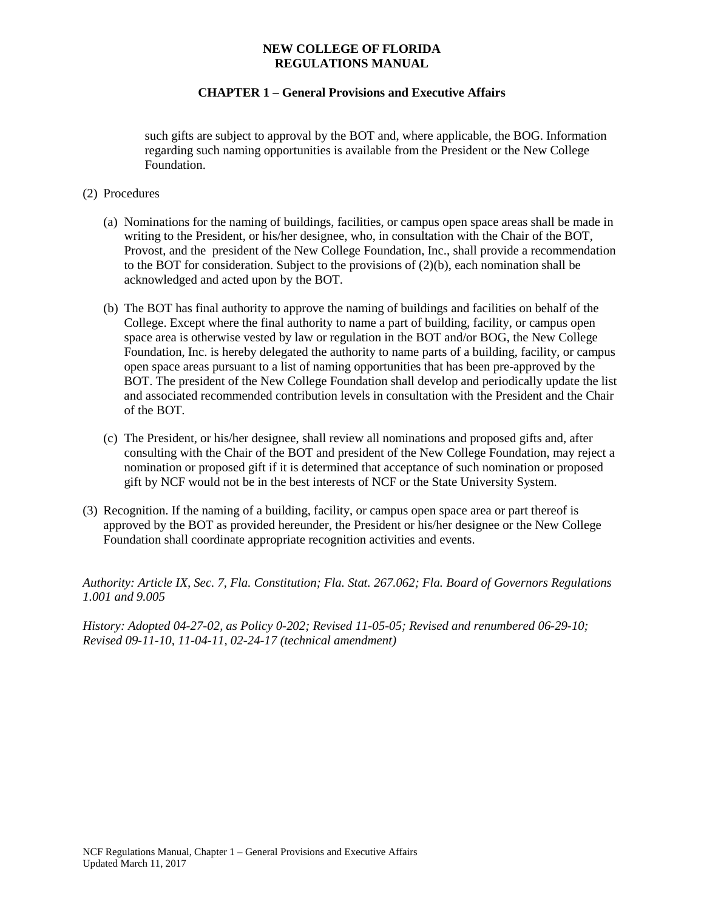such gifts are subject to approval by the BOT and, where applicable, the BOG. Information regarding such naming opportunities is available from the President or the New College Foundation.

(2) Procedures

(a) Nominations for the naming of buildings, facilities, or campus open space areas shall be made in writing to the President, or his/her designee, who, in consultation with the Chair of the BOT, Provost, and the president of the New College Foundation, Inc., shall provide a recommendation to the BOT for consideration. Subject to the provisions of (2)(b), each nomination shall be acknowledged and acted upon by the BOT.

(b) The BOT has final authority to approve the naming of buildings and facilities on behalf of the College. Except where the final authority to name a part of building, facility, or campus open space area is otherwise vested by law or regulation in the BOT and/or BOG, the New College Foundation, Inc. is hereby delegated the authority to name parts of a building, facility, or campus open space areas pursuant to a list of naming opportunities that has been pre-approved by the BOT. The president of the New College Foundation shall develop and periodically update the list and associated recommended contribution levels in consultation with the President and the Chair of the BOT.

(c) The President, or his/her designee, shall review all nominations and proposed gifts and, after consulting with the Chair of the BOT and president of the New College Foundation, may reject a nomination or proposed gift if it is determined that acceptance of such nomination or proposed gift by NCF would not be in the best interests of NCF or the State University System.

(3) Recognition. If the naming of a building, facility, or campus open space area or part thereof is approved by the BOT as provided hereunder, the President or his/her designee or the New College Foundation shall coordinate appropriate recognition activities and events.

*Authority: Article IX, Sec. 7, Fla. Constitution; Fla. Stat. 267.062; Fla. Board of Governors Regulations 1.001 and 9.005*

*History: Adopted 04-27-02, as Policy 0-202; Revised 11-05-05; Revised and renumbered 06-29-10; Revised 09-11-10, 11-04-11, 02-24-17 (technical amendment)*